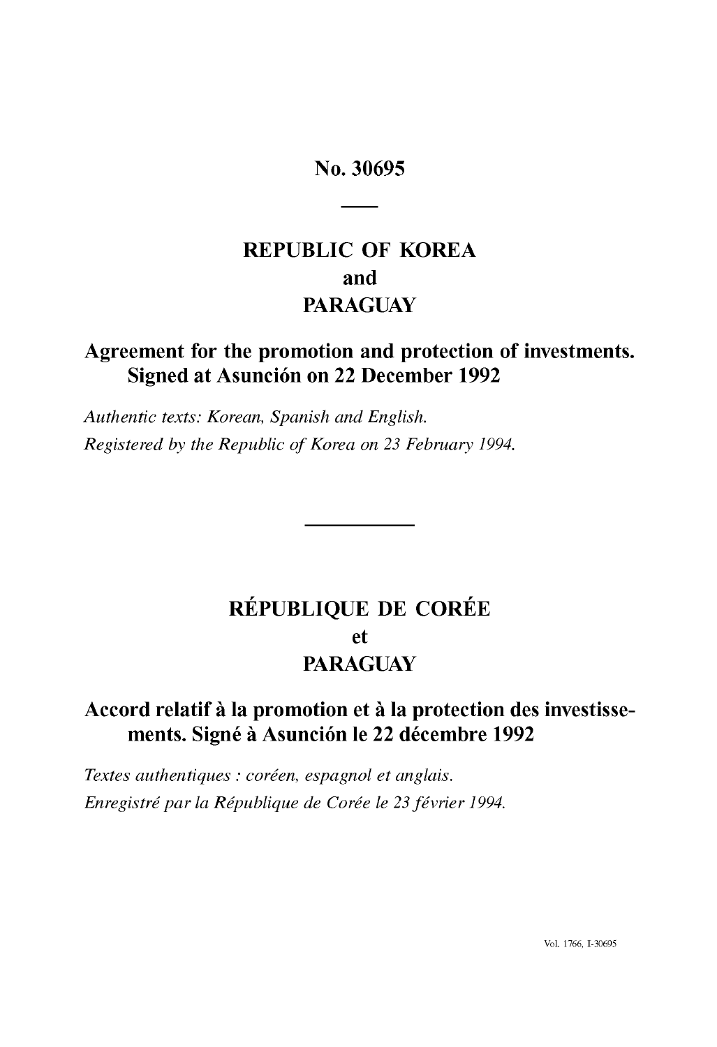# No. 30695

## REPUBLIC OF KOREA
## and
## PARAGUAY

## Agreement for the promotion and protection of investments. Signed at Asunción on 22 December 1992

*Authentic texts: Korean, Spanish and English.*
*Registered by the Republic of Korea on 23 February 1994.*

---

## RÉPUBLIQUE DE CORÉE
## et
## PARAGUAY

## Accord relatif à la promotion et à la protection des investissements. Signé à Asunción le 22 décembre 1992

*Textes authentiques : coréen, espagnol et anglais.*
*Enregistré par la République de Corée le 23 février 1994.*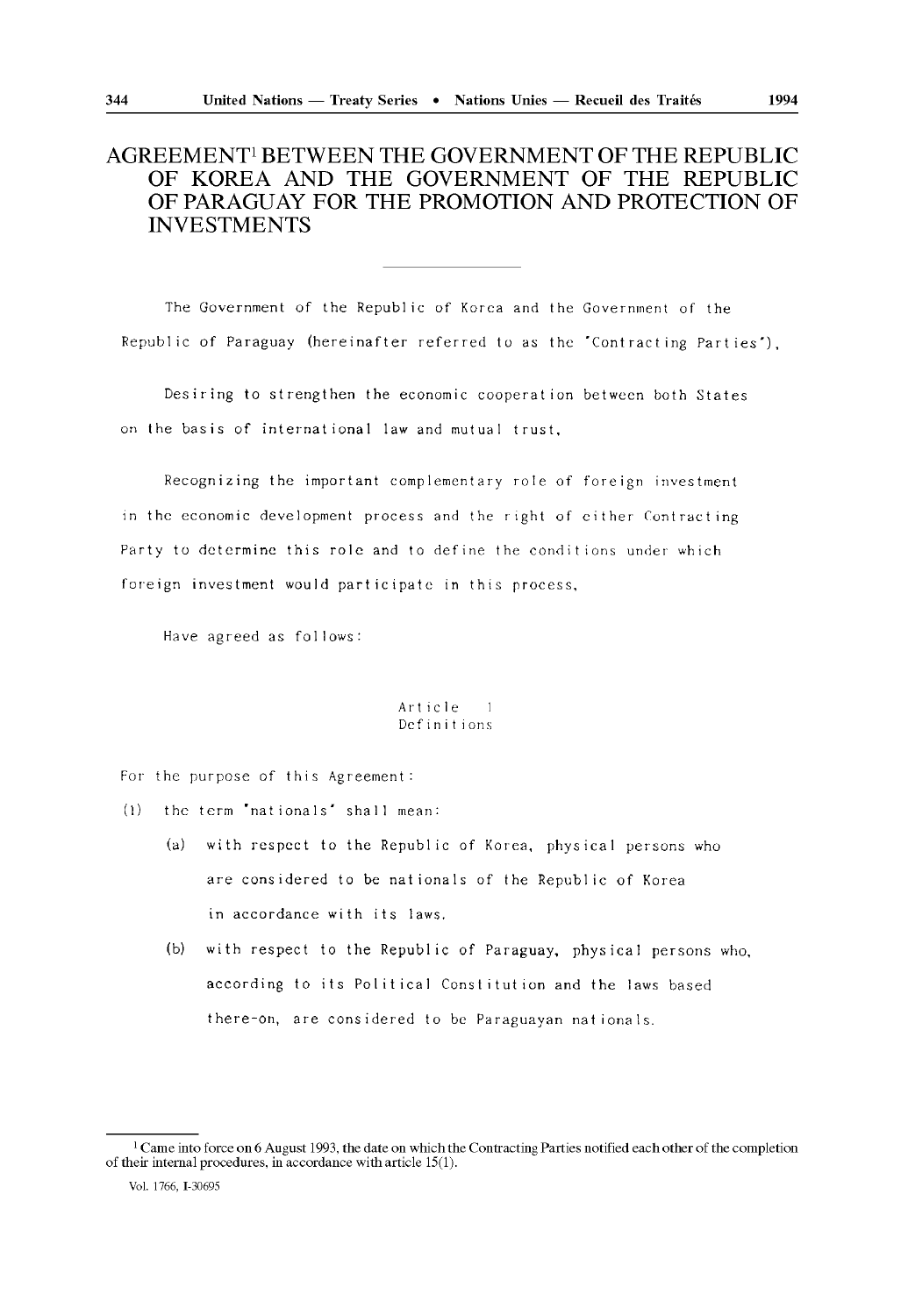# AGREEMENT[1] BETWEEN THE GOVERNMENT OF THE REPUBLIC OF KOREA AND THE GOVERNMENT OF THE REPUBLIC OF PARAGUAY FOR THE PROMOTION AND PROTECTION OF INVESTMENTS

The Government of the Republic of Korea and the Government of the Republic of Paraguay (hereinafter referred to as the "Contracting Parties"),

Desiring to strengthen the economic cooperation between both States on the basis of international law and mutual trust,

Recognizing the important complementary role of foreign investment in the economic development process and the right of either Contracting Party to determine this role and to define the conditions under which foreign investment would participate in this process,

Have agreed as follows:

## Article 1
## Definitions

For the purpose of this Agreement:

(1) the term "nationals" shall mean:

(a) with respect to the Republic of Korea, physical persons who are considered to be nationals of the Republic of Korea in accordance with its laws.

(b) with respect to the Republic of Paraguay, physical persons who, according to its Political Constitution and the laws based there-on, are considered to be Paraguayan nationals.

---

[1] Came into force on 6 August 1993, the date on which the Contracting Parties notified each other of the completion of their internal procedures, in accordance with article 15(1).

Vol. 1766, I-30695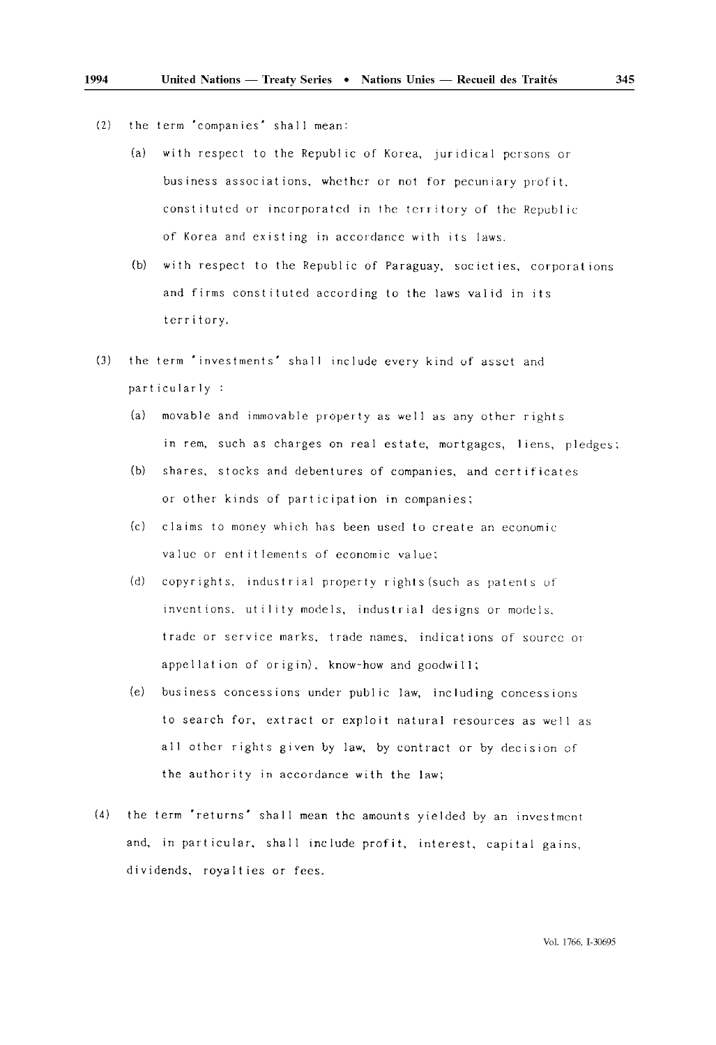(2) the term 'companies' shall mean:

   (a) with respect to the Republic of Korea, juridical persons or business associations, whether or not for pecuniary profit, constituted or incorporated in the territory of the Republic of Korea and existing in accordance with its laws.

   (b) with respect to the Republic of Paraguay, societies, corporations and firms constituted according to the laws valid in its territory.

(3) the term 'investments' shall include every kind of asset and particularly :

   (a) movable and immovable property as well as any other rights in rem, such as charges on real estate, mortgages, liens, pledges;

   (b) shares, stocks and debentures of companies, and certificates or other kinds of participation in companies;

   (c) claims to money which has been used to create an economic value or entitlements of economic value;

   (d) copyrights, industrial property rights(such as patents of inventions, utility models, industrial designs or models, trade or service marks, trade names, indications of source or appellation of origin), know-how and goodwill;

   (e) business concessions under public law, including concessions to search for, extract or exploit natural resources as well as all other rights given by law, by contract or by decision of the authority in accordance with the law;

(4) the term 'returns' shall mean the amounts yielded by an investment and, in particular, shall include profit, interest, capital gains, dividends, royalties or fees.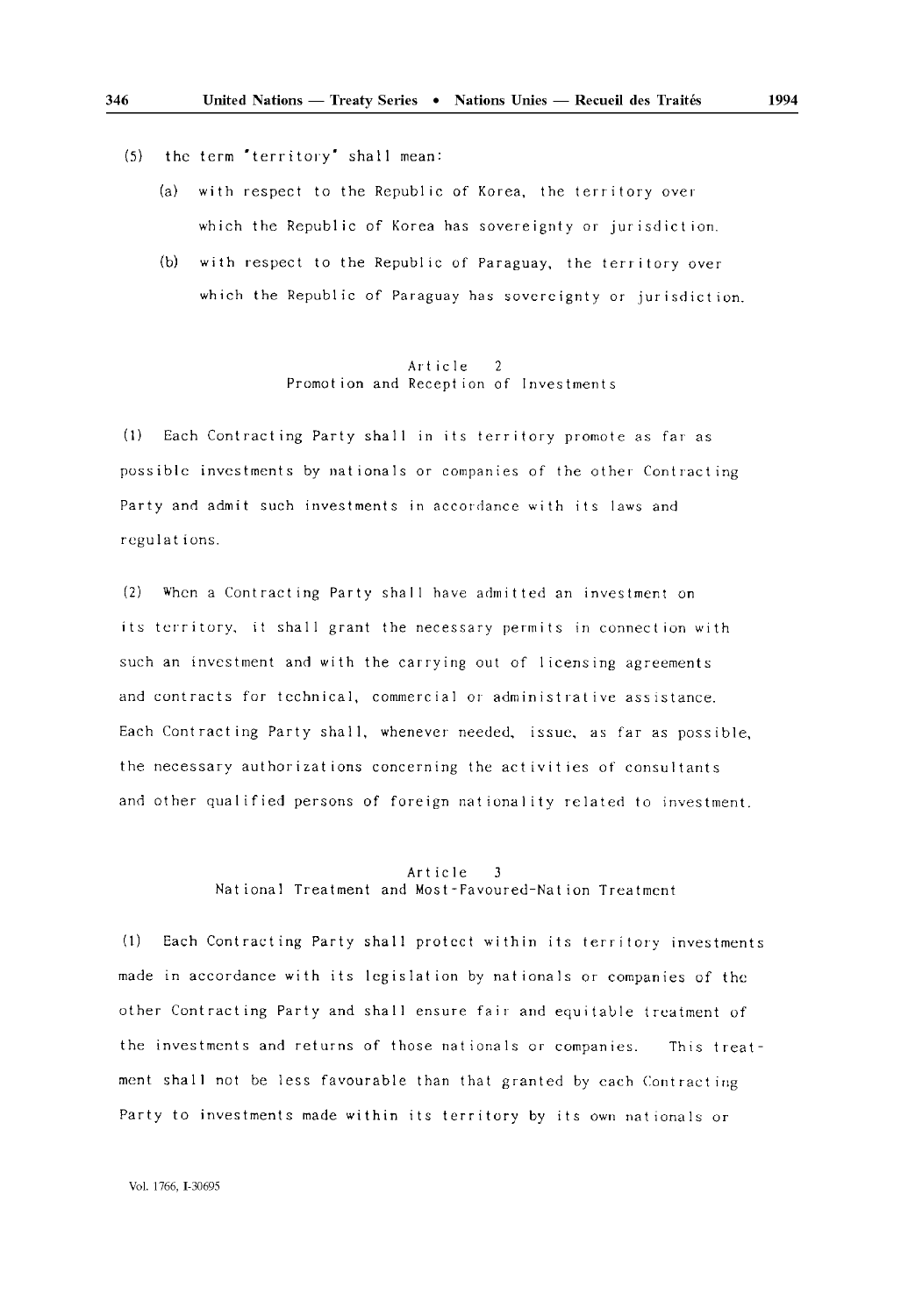(5) the term "territory" shall mean:

(a) with respect to the Republic of Korea, the territory over which the Republic of Korea has sovereignty or jurisdiction.

(b) with respect to the Republic of Paraguay, the territory over which the Republic of Paraguay has sovereignty or jurisdiction.

### Article 2
### Promotion and Reception of Investments

(1) Each Contracting Party shall in its territory promote as far as possible investments by nationals or companies of the other Contracting Party and admit such investments in accordance with its laws and regulations.

(2) When a Contracting Party shall have admitted an investment on its territory, it shall grant the necessary permits in connection with such an investment and with the carrying out of licensing agreements and contracts for technical, commercial or administrative assistance. Each Contracting Party shall, whenever needed, issue, as far as possible, the necessary authorizations concerning the activities of consultants and other qualified persons of foreign nationality related to investment.

### Article 3
### National Treatment and Most-Favoured-Nation Treatment

(1) Each Contracting Party shall protect within its territory investments made in accordance with its legislation by nationals or companies of the other Contracting Party and shall ensure fair and equitable treatment of the investments and returns of those nationals or companies. This treatment shall not be less favourable than that granted by each Contracting Party to investments made within its territory by its own nationals or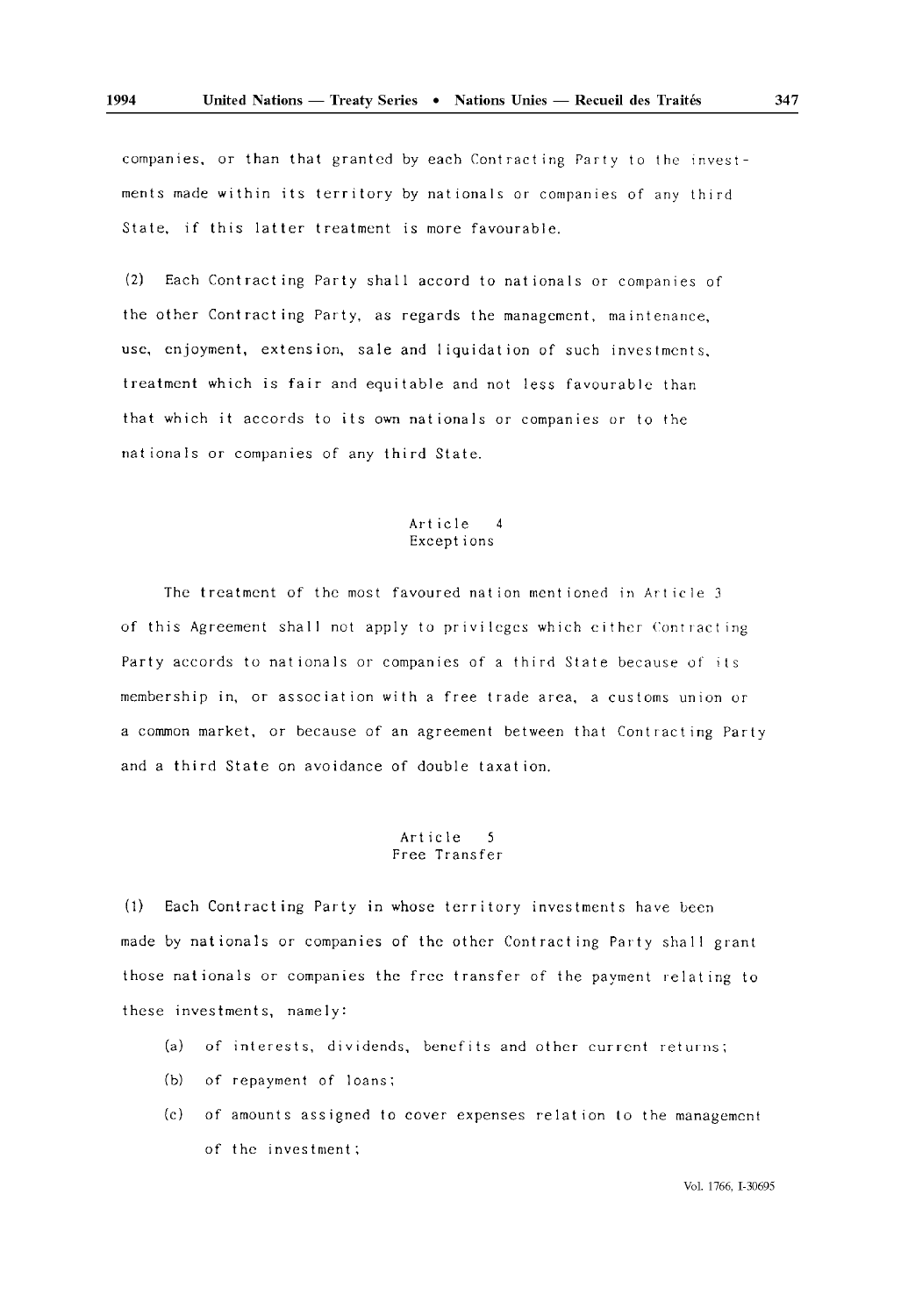companies, or than that granted by each Contracting Party to the investments made within its territory by nationals or companies of any third State, if this latter treatment is more favourable.

(2) Each Contracting Party shall accord to nationals or companies of the other Contracting Party, as regards the management, maintenance, use, enjoyment, extension, sale and liquidation of such investments, treatment which is fair and equitable and not less favourable than that which it accords to its own nationals or companies or to the nationals or companies of any third State.

## Article 4
## Exceptions

The treatment of the most favoured nation mentioned in Article 3 of this Agreement shall not apply to privileges which either Contracting Party accords to nationals or companies of a third State because of its membership in, or association with a free trade area, a customs union or a common market, or because of an agreement between that Contracting Party and a third State on avoidance of double taxation.

## Article 5
## Free Transfer

(1) Each Contracting Party in whose territory investments have been made by nationals or companies of the other Contracting Party shall grant those nationals or companies the free transfer of the payment relating to these investments, namely:

(a) of interests, dividends, benefits and other current returns;

(b) of repayment of loans;

(c) of amounts assigned to cover expenses relation to the management of the investment;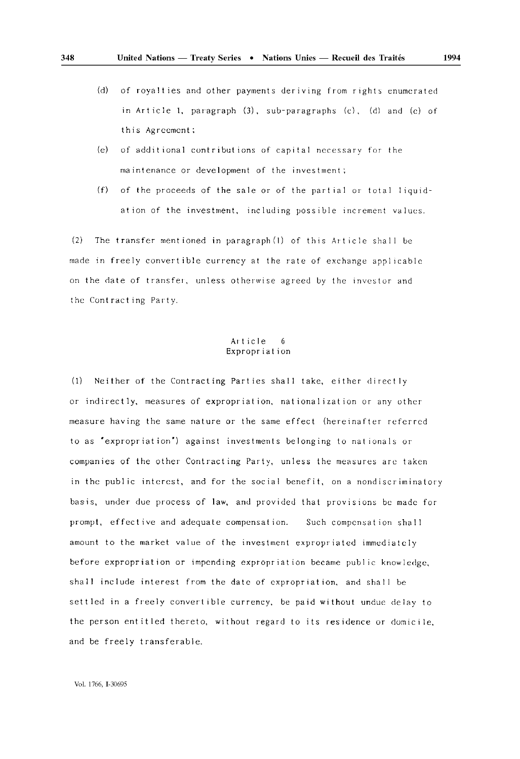(d) of royalties and other payments deriving from rights enumerated in Article 1, paragraph (3), sub-paragraphs (c), (d) and (e) of this Agreement;

(e) of additional contributions of capital necessary for the maintenance or development of the investment;

(f) of the proceeds of the sale or of the partial or total liquidation of the investment, including possible increment values.

(2) The transfer mentioned in paragraph(1) of this Article shall be made in freely convertible currency at the rate of exchange applicable on the date of transfer, unless otherwise agreed by the investor and the Contracting Party.

## Article 6
## Expropriation

(1) Neither of the Contracting Parties shall take, either directly or indirectly, measures of expropriation, nationalization or any other measure having the same nature or the same effect (hereinafter referred to as "expropriation") against investments belonging to nationals or companies of the other Contracting Party, unless the measures are taken in the public interest, and for the social benefit, on a nondiscriminatory basis, under due process of law, and provided that provisions be made for prompt, effective and adequate compensation. Such compensation shall amount to the market value of the investment expropriated immediately before expropriation or impending expropriation became public knowledge, shall include interest from the date of expropriation, and shall be settled in a freely convertible currency, be paid without undue delay to the person entitled thereto, without regard to its residence or domicile, and be freely transferable.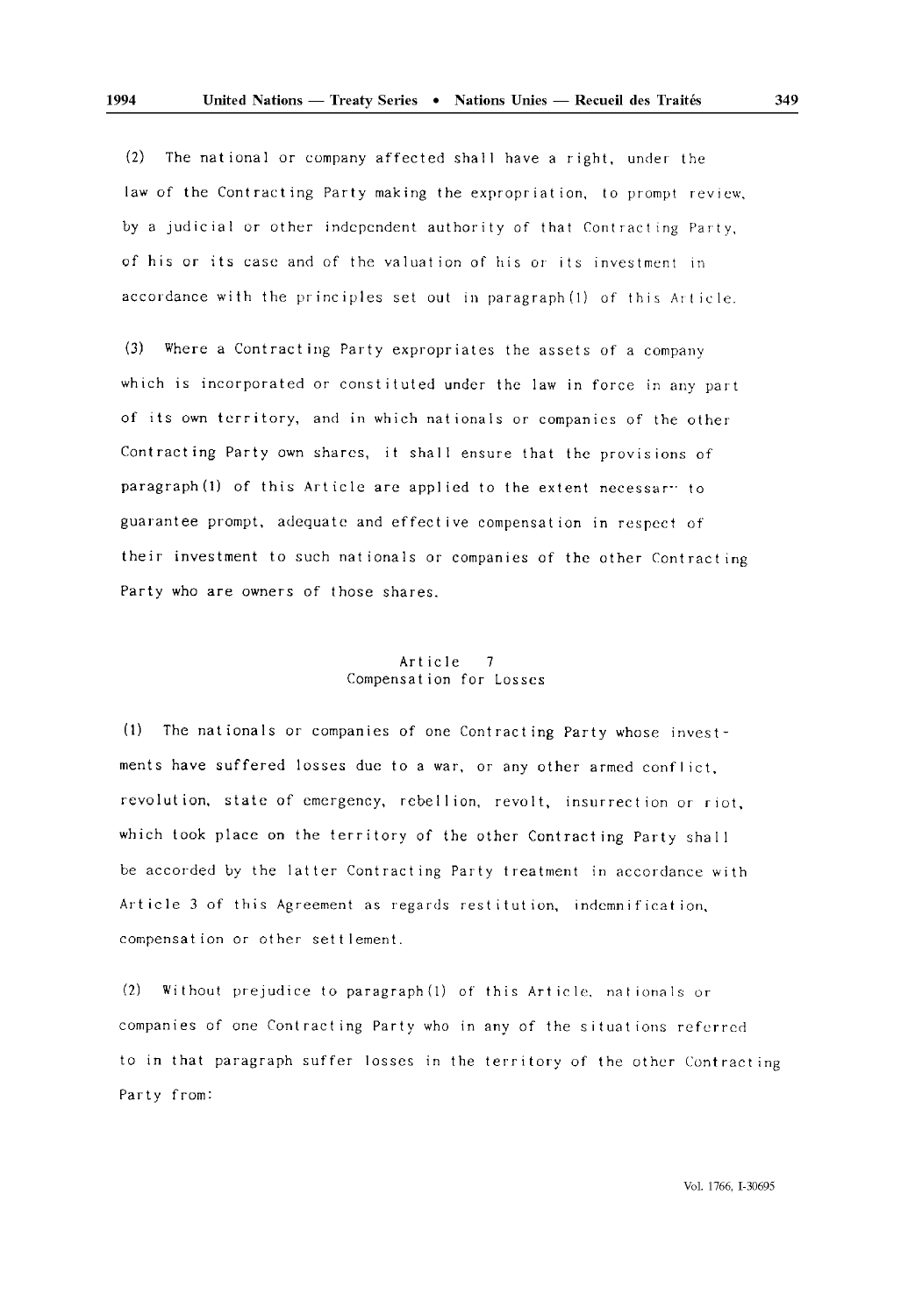(2) The national or company affected shall have a right, under the law of the Contracting Party making the expropriation, to prompt review, by a judicial or other independent authority of that Contracting Party, of his or its case and of the valuation of his or its investment in accordance with the principles set out in paragraph (1) of this Article.

(3) Where a Contracting Party expropriates the assets of a company which is incorporated or constituted under the law in force in any part of its own territory, and in which nationals or companies of the other Contracting Party own shares, it shall ensure that the provisions of paragraph (1) of this Article are applied to the extent necessar·· to guarantee prompt, adequate and effective compensation in respect of their investment to such nationals or companies of the other Contracting Party who are owners of those shares.

### Article 7
### Compensation for Losses

(1) The nationals or companies of one Contracting Party whose investments have suffered losses due to a war, or any other armed conflict, revolution, state of emergency, rebellion, revolt, insurrection or riot, which took place on the territory of the other Contracting Party shall be accorded by the latter Contracting Party treatment in accordance with Article 3 of this Agreement as regards restitution, indemnification, compensation or other settlement.

(2) Without prejudice to paragraph (1) of this Article, nationals or companies of one Contracting Party who in any of the situations referred to in that paragraph suffer losses in the territory of the other Contracting Party from: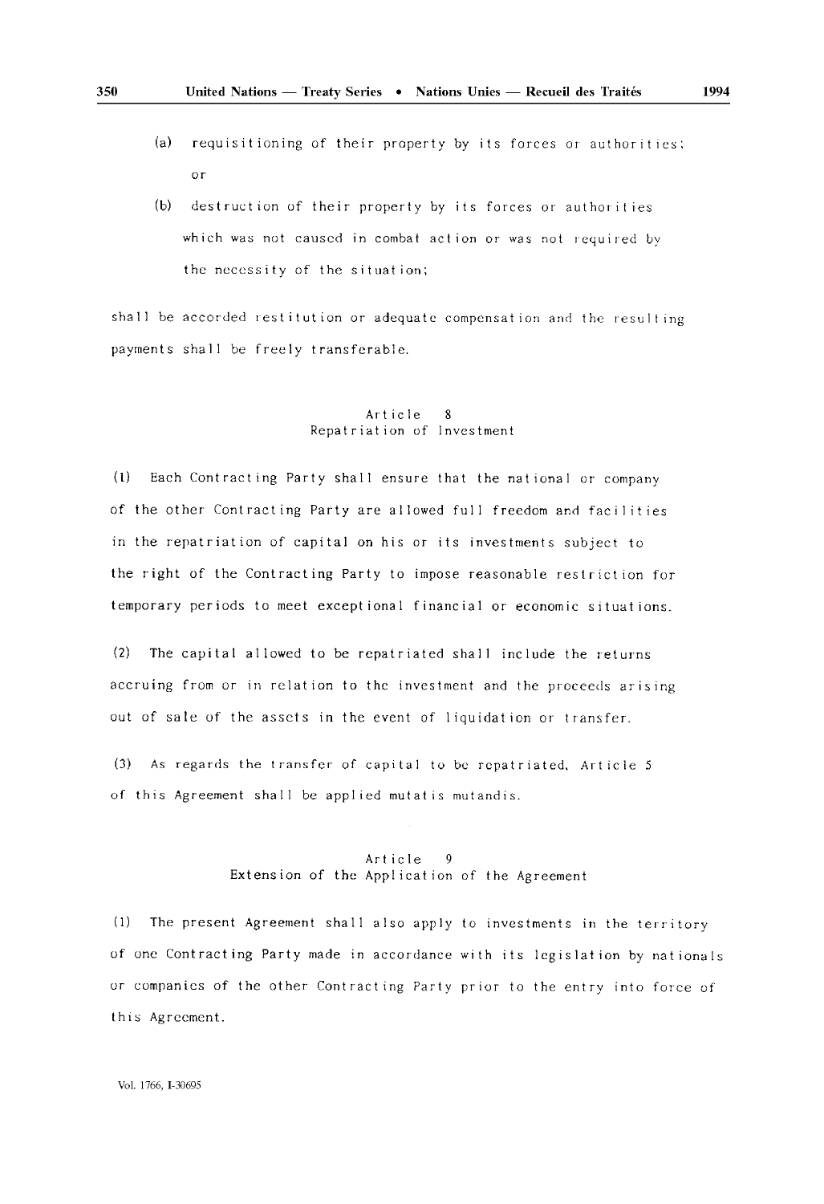(a) requisitioning of their property by its forces or authorities; or

(b) destruction of their property by its forces or authorities which was not caused in combat action or was not required by the necessity of the situation;

shall be accorded restitution or adequate compensation and the resulting payments shall be freely transferable.

## Article 8
## Repatriation of Investment

(1) Each Contracting Party shall ensure that the national or company of the other Contracting Party are allowed full freedom and facilities in the repatriation of capital on his or its investments subject to the right of the Contracting Party to impose reasonable restriction for temporary periods to meet exceptional financial or economic situations.

(2) The capital allowed to be repatriated shall include the returns accruing from or in relation to the investment and the proceeds arising out of sale of the assets in the event of liquidation or transfer.

(3) As regards the transfer of capital to be repatriated, Article 5 of this Agreement shall be applied mutatis mutandis.

## Article 9
## Extension of the Application of the Agreement

(1) The present Agreement shall also apply to investments in the territory of one Contracting Party made in accordance with its legislation by nationals or companies of the other Contracting Party prior to the entry into force of this Agreement.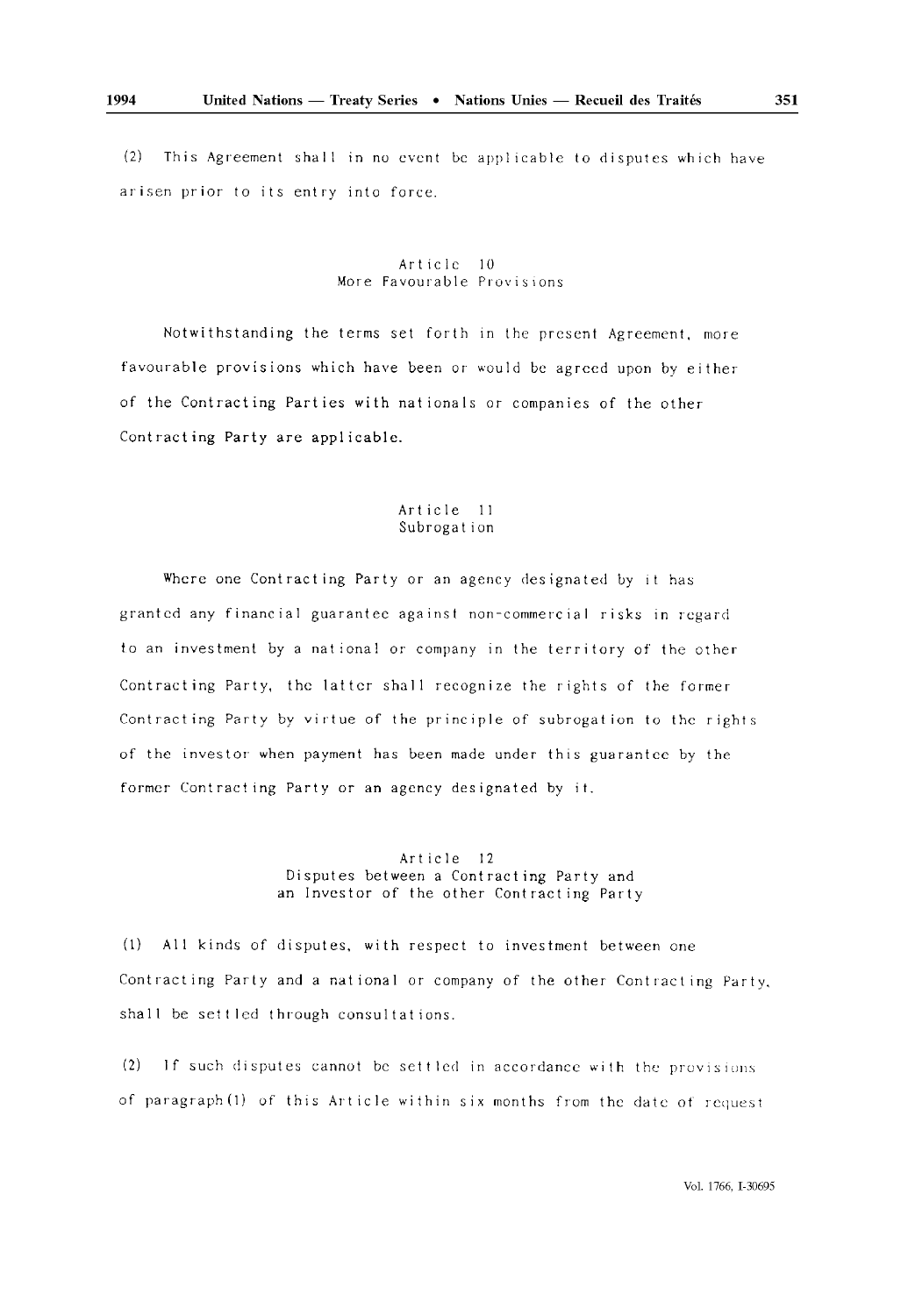(2) This Agreement shall in no event be applicable to disputes which have arisen prior to its entry into force.

### Article 10
### More Favourable Provisions

Notwithstanding the terms set forth in the present Agreement, more favourable provisions which have been or would be agreed upon by either of the Contracting Parties with nationals or companies of the other Contracting Party are applicable.

### Article 11
### Subrogation

Where one Contracting Party or an agency designated by it has granted any financial guarantee against non-commercial risks in regard to an investment by a national or company in the territory of the other Contracting Party, the latter shall recognize the rights of the former Contracting Party by virtue of the principle of subrogation to the rights of the investor when payment has been made under this guarantee by the former Contracting Party or an agency designated by it.

### Article 12
### Disputes between a Contracting Party and an Investor of the other Contracting Party

(1) All kinds of disputes, with respect to investment between one Contracting Party and a national or company of the other Contracting Party, shall be settled through consultations.

(2) If such disputes cannot be settled in accordance with the provisions of paragraph(1) of this Article within six months from the date of request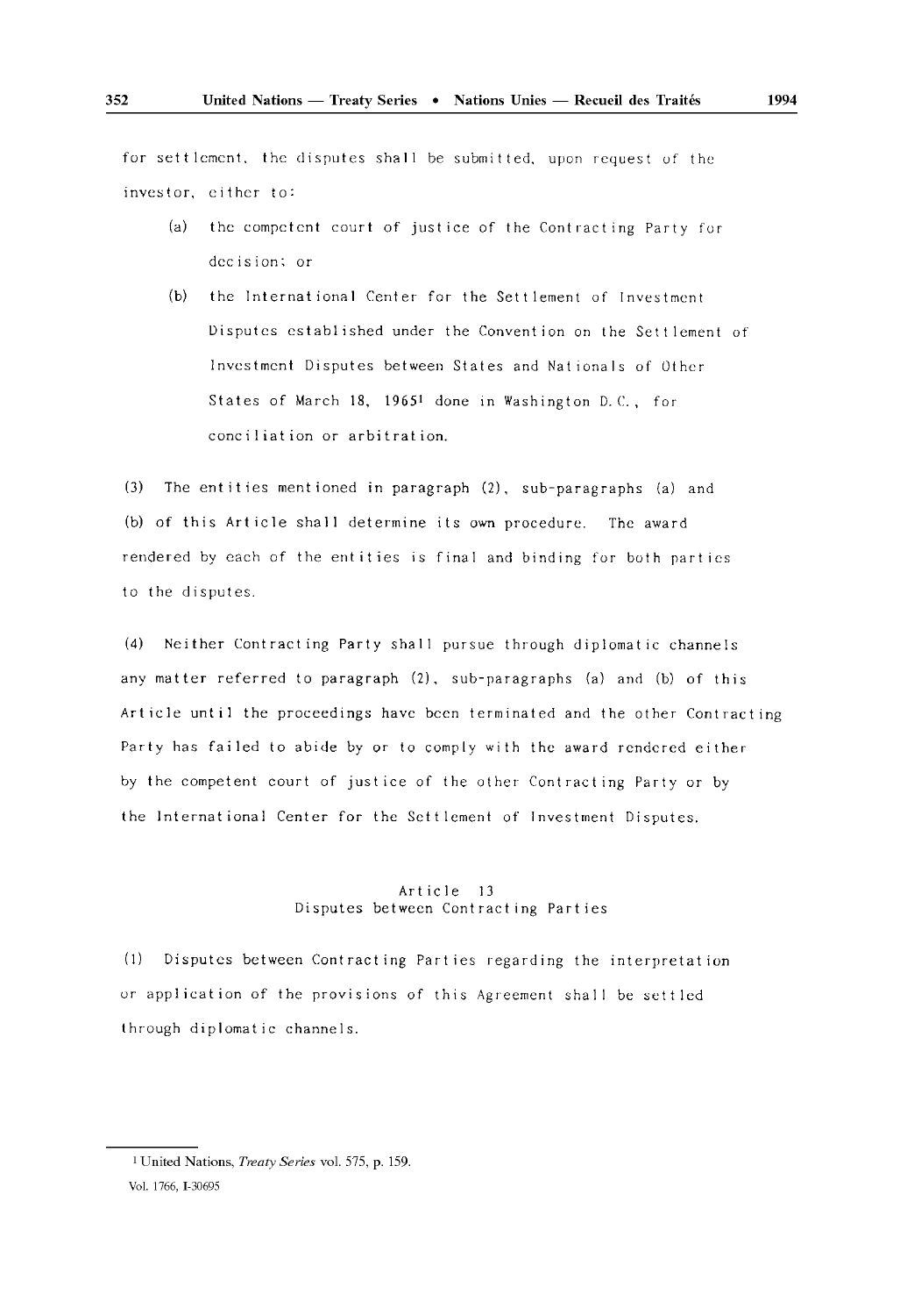for settlement, the disputes shall be submitted, upon request of the investor, either to:

(a) the competent court of justice of the Contracting Party for decision; or

(b) the International Center for the Settlement of Investment Disputes established under the Convention on the Settlement of Investment Disputes between States and Nationals of Other States of March 18, 1965[1] done in Washington D.C., for conciliation or arbitration.

(3) The entities mentioned in paragraph (2), sub-paragraphs (a) and (b) of this Article shall determine its own procedure. The award rendered by each of the entities is final and binding for both parties to the disputes.

(4) Neither Contracting Party shall pursue through diplomatic channels any matter referred to paragraph (2), sub-paragraphs (a) and (b) of this Article until the proceedings have been terminated and the other Contracting Party has failed to abide by or to comply with the award rendered either by the competent court of justice of the other Contracting Party or by the International Center for the Settlement of Investment Disputes.

### Article 13
### Disputes between Contracting Parties

(1) Disputes between Contracting Parties regarding the interpretation or application of the provisions of this Agreement shall be settled through diplomatic channels.

---

[1] United Nations, *Treaty Series* vol. 575, p. 159.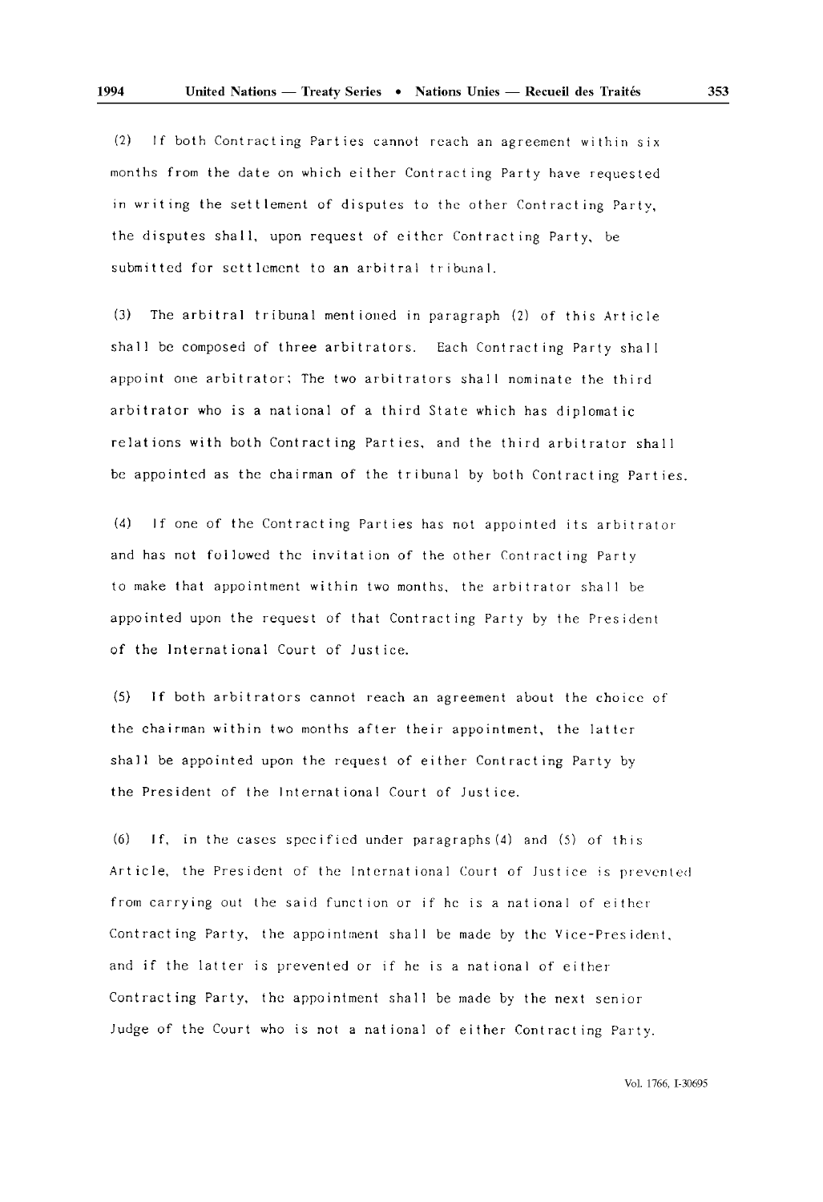(2) If both Contracting Parties cannot reach an agreement within six months from the date on which either Contracting Party have requested in writing the settlement of disputes to the other Contracting Party, the disputes shall, upon request of either Contracting Party, be submitted for settlement to an arbitral tribunal.

(3) The arbitral tribunal mentioned in paragraph (2) of this Article shall be composed of three arbitrators. Each Contracting Party shall appoint one arbitrator; The two arbitrators shall nominate the third arbitrator who is a national of a third State which has diplomatic relations with both Contracting Parties, and the third arbitrator shall be appointed as the chairman of the tribunal by both Contracting Parties.

(4) If one of the Contracting Parties has not appointed its arbitrator and has not followed the invitation of the other Contracting Party to make that appointment within two months, the arbitrator shall be appointed upon the request of that Contracting Party by the President of the International Court of Justice.

(5) If both arbitrators cannot reach an agreement about the choice of the chairman within two months after their appointment, the latter shall be appointed upon the request of either Contracting Party by the President of the International Court of Justice.

(6) If, in the cases specified under paragraphs (4) and (5) of this Article, the President of the International Court of Justice is prevented from carrying out the said function or if he is a national of either Contracting Party, the appointment shall be made by the Vice-President, and if the latter is prevented or if he is a national of either Contracting Party, the appointment shall be made by the next senior Judge of the Court who is not a national of either Contracting Party.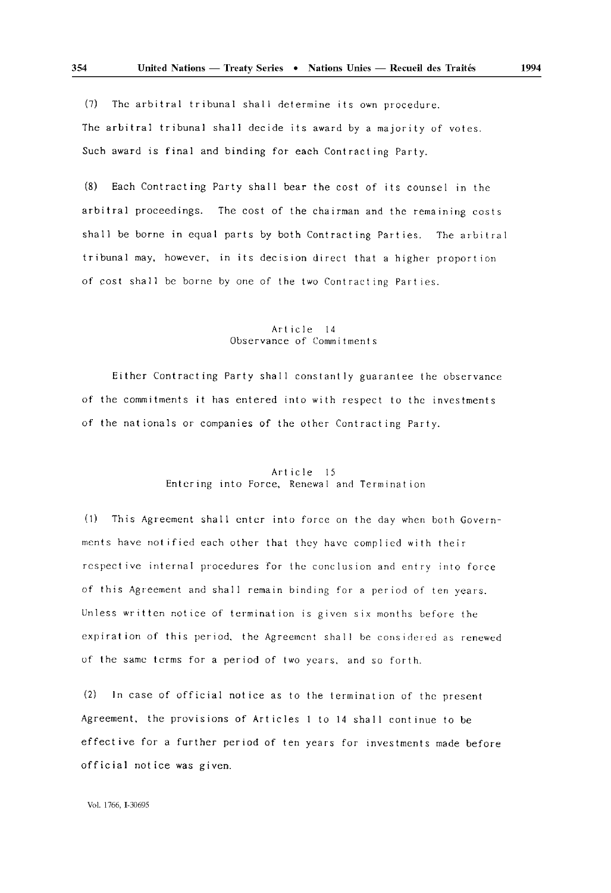(7) The arbitral tribunal shall determine its own procedure. The arbitral tribunal shall decide its award by a majority of votes. Such award is final and binding for each Contracting Party.

(8) Each Contracting Party shall bear the cost of its counsel in the arbitral proceedings. The cost of the chairman and the remaining costs shall be borne in equal parts by both Contracting Parties. The arbitral tribunal may, however, in its decision direct that a higher proportion of cost shall be borne by one of the two Contracting Parties.

### Article 14
### Observance of Commitments

Either Contracting Party shall constantly guarantee the observance of the commitments it has entered into with respect to the investments of the nationals or companies of the other Contracting Party.

### Article 15
### Entering into Force, Renewal and Termination

(1) This Agreement shall enter into force on the day when both Governments have notified each other that they have complied with their respective internal procedures for the conclusion and entry into force of this Agreement and shall remain binding for a period of ten years. Unless written notice of termination is given six months before the expiration of this period, the Agreement shall be considered as renewed of the same terms for a period of two years, and so forth.

(2) In case of official notice as to the termination of the present Agreement, the provisions of Articles 1 to 14 shall continue to be effective for a further period of ten years for investments made before official notice was given.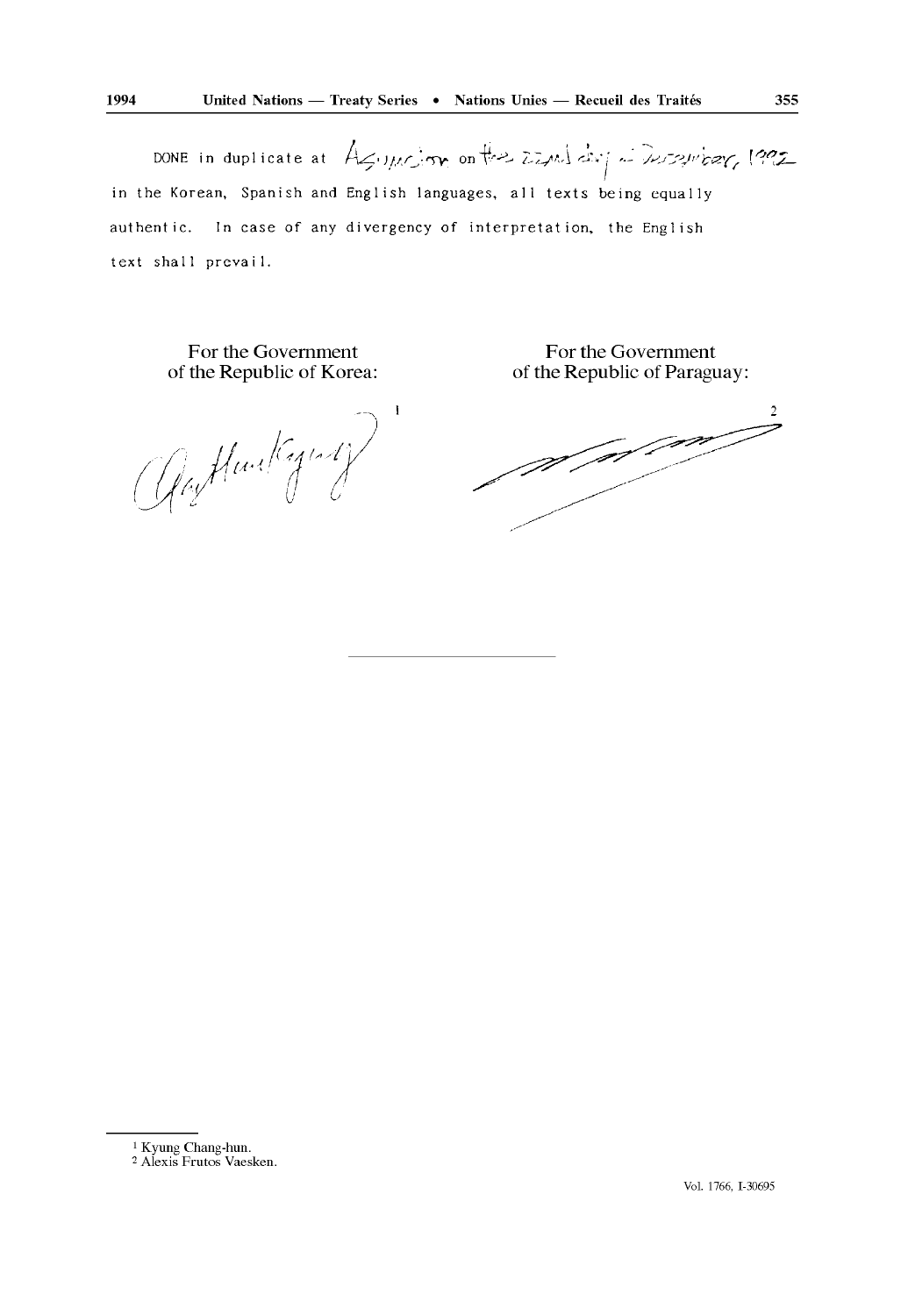DONE in duplicate at Asunción on the 22nd day of December, 1992 in the Korean, Spanish and English languages, all texts being equally authentic. In case of any divergency of interpretation, the English text shall prevail.

| For the Government of the Republic of Korea: | For the Government of the Republic of Paraguay: |
| --- | --- |
| [1] | [2] |

[1] Kyung Chang-hun.

[2] Alexis Frutos Vaesken.